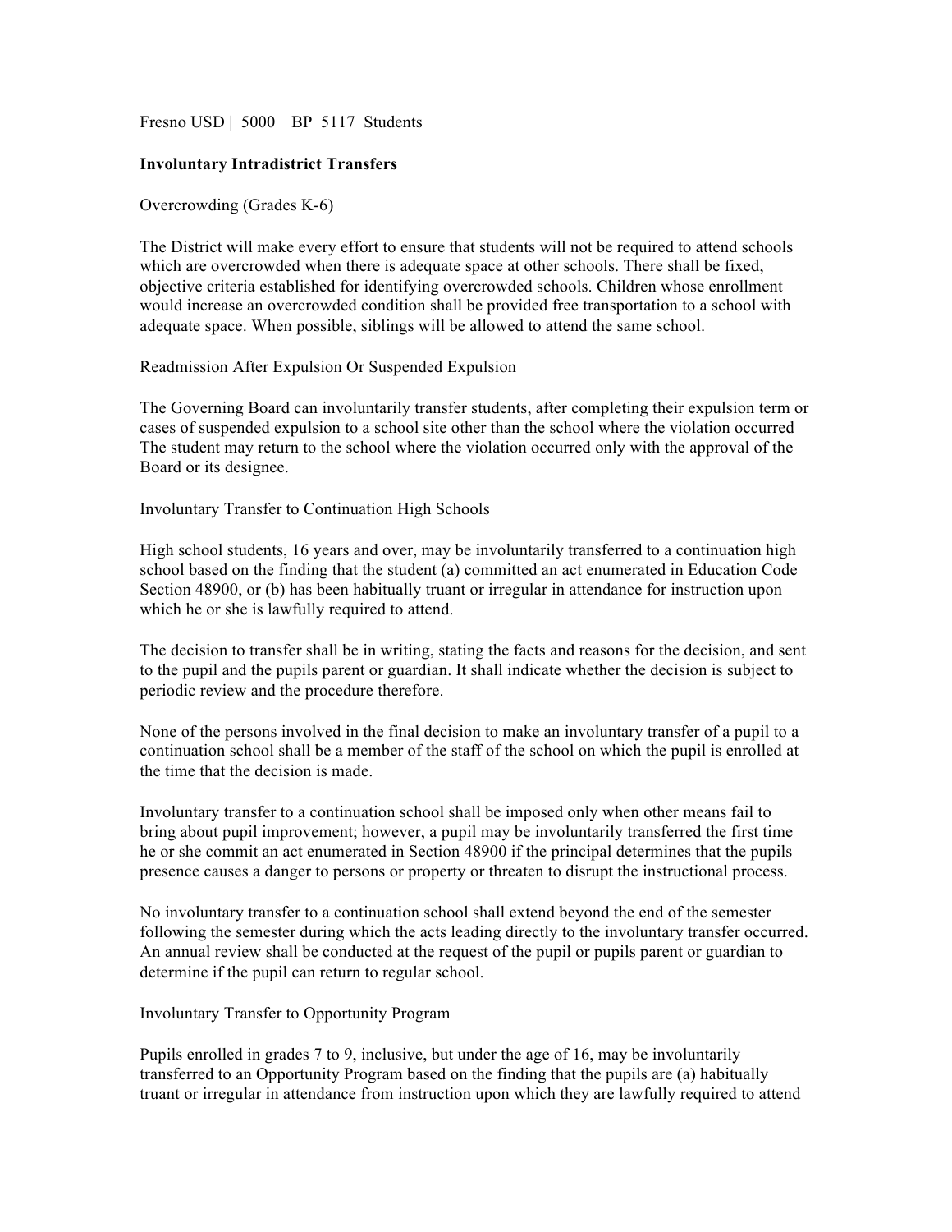Fresno USD | 5000 | BP 5117 Students

**Involuntary Intradistrict Transfers**

Overcrowding (Grades K-6)

The District will make every effort to ensure that students will not be required to attend schools which are overcrowded when there is adequate space at other schools. There shall be fixed, objective criteria established for identifying overcrowded schools. Children whose enrollment would increase an overcrowded condition shall be provided free transportation to a school with adequate space. When possible, siblings will be allowed to attend the same school.

Readmission After Expulsion Or Suspended Expulsion

The Governing Board can involuntarily transfer students, after completing their expulsion term or cases of suspended expulsion to a school site other than the school where the violation occurred The student may return to the school where the violation occurred only with the approval of the Board or its designee.

Involuntary Transfer to Continuation High Schools

High school students, 16 years and over, may be involuntarily transferred to a continuation high school based on the finding that the student (a) committed an act enumerated in Education Code Section 48900, or (b) has been habitually truant or irregular in attendance for instruction upon which he or she is lawfully required to attend.

The decision to transfer shall be in writing, stating the facts and reasons for the decision, and sent to the pupil and the pupils parent or guardian. It shall indicate whether the decision is subject to periodic review and the procedure therefore.

None of the persons involved in the final decision to make an involuntary transfer of a pupil to a continuation school shall be a member of the staff of the school on which the pupil is enrolled at the time that the decision is made.

Involuntary transfer to a continuation school shall be imposed only when other means fail to bring about pupil improvement; however, a pupil may be involuntarily transferred the first time he or she commit an act enumerated in Section 48900 if the principal determines that the pupils presence causes a danger to persons or property or threaten to disrupt the instructional process.

No involuntary transfer to a continuation school shall extend beyond the end of the semester following the semester during which the acts leading directly to the involuntary transfer occurred. An annual review shall be conducted at the request of the pupil or pupils parent or guardian to determine if the pupil can return to regular school.

Involuntary Transfer to Opportunity Program

Pupils enrolled in grades 7 to 9, inclusive, but under the age of 16, may be involuntarily transferred to an Opportunity Program based on the finding that the pupils are (a) habitually truant or irregular in attendance from instruction upon which they are lawfully required to attend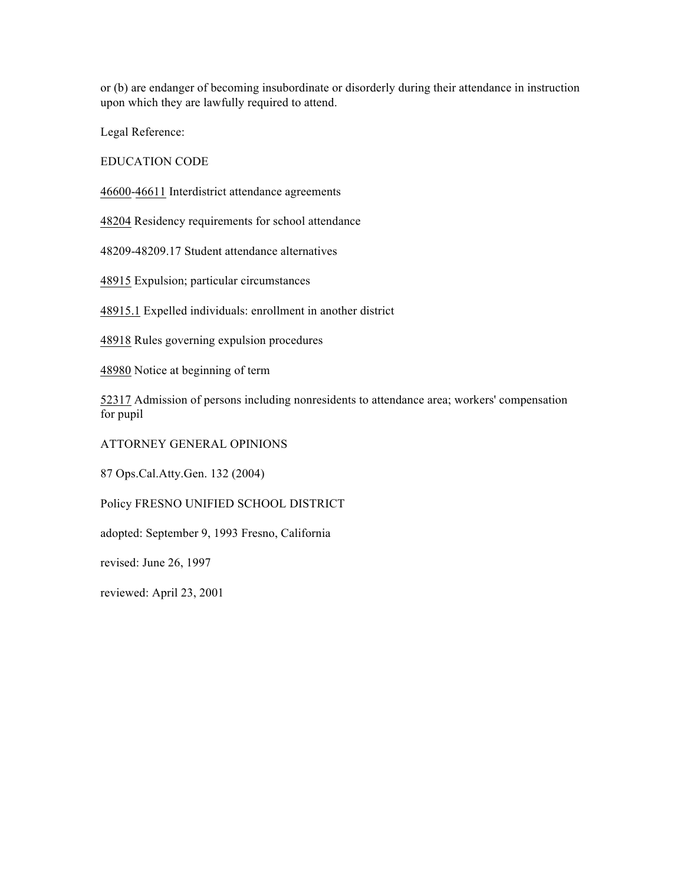or (b) are endanger of becoming insubordinate or disorderly during their attendance in instruction upon which they are lawfully required to attend.

Legal Reference:

EDUCATION CODE

46600-46611 Interdistrict attendance agreements

48204 Residency requirements for school attendance

48209-48209.17 Student attendance alternatives

48915 Expulsion; particular circumstances

48915.1 Expelled individuals: enrollment in another district

48918 Rules governing expulsion procedures

48980 Notice at beginning of term

52317 Admission of persons including nonresidents to attendance area; workers' compensation for pupil

ATTORNEY GENERAL OPINIONS

87 Ops.Cal.Atty.Gen. 132 (2004)

Policy FRESNO UNIFIED SCHOOL DISTRICT

adopted: September 9, 1993 Fresno, California

revised: June 26, 1997

reviewed: April 23, 2001